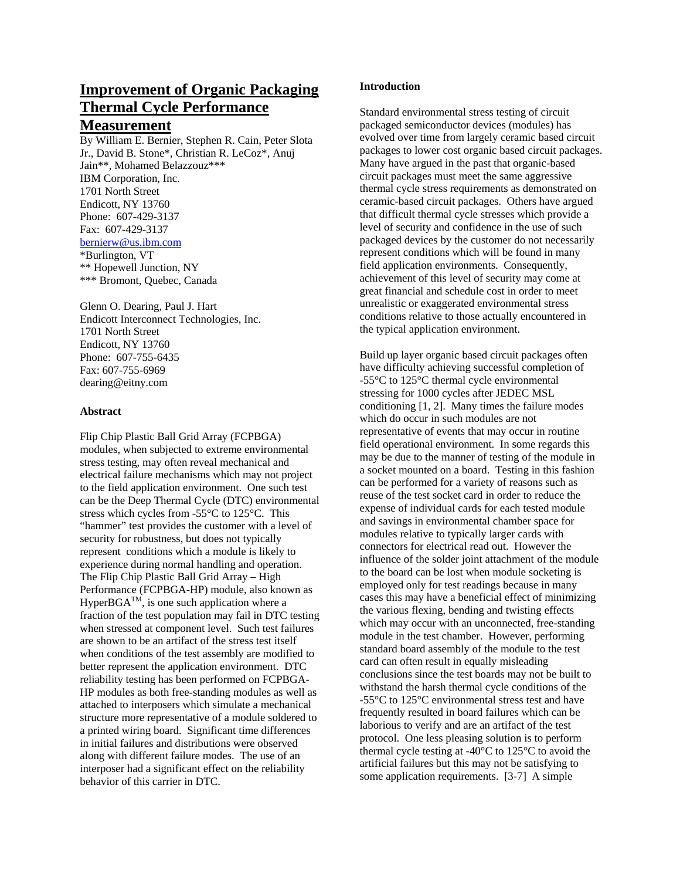# Improvement of Organic Packaging Thermal Cycle Performance Measurement

By William E. Bernier, Stephen R. Cain, Peter Slota Jr., David B. Stone*, Christian R. LeCoz*, Anuj Jain**, Mohamed Belazzouz***
IBM Corporation, Inc.
1701 North Street
Endicott, NY 13760
Phone: 607-429-3137
Fax: 607-429-3137
bernierw@us.ibm.com
*Burlington, VT
** Hopewell Junction, NY
*** Bromont, Quebec, Canada

Glenn O. Dearing, Paul J. Hart
Endicott Interconnect Technologies, Inc.
1701 North Street
Endicott, NY 13760
Phone: 607-755-6435
Fax: 607-755-6969
dearing@eitny.com

**Abstract**

Flip Chip Plastic Ball Grid Array (FCPBGA) modules, when subjected to extreme environmental stress testing, may often reveal mechanical and electrical failure mechanisms which may not project to the field application environment. One such test can be the Deep Thermal Cycle (DTC) environmental stress which cycles from -55°C to 125°C. This "hammer" test provides the customer with a level of security for robustness, but does not typically represent conditions which a module is likely to experience during normal handling and operation. The Flip Chip Plastic Ball Grid Array – High Performance (FCPBGA-HP) module, also known as HyperBGA™, is one such application where a fraction of the test population may fail in DTC testing when stressed at component level. Such test failures are shown to be an artifact of the stress test itself when conditions of the test assembly are modified to better represent the application environment. DTC reliability testing has been performed on FCPBGA-HP modules as both free-standing modules as well as attached to interposers which simulate a mechanical structure more representative of a module soldered to a printed wiring board. Significant time differences in initial failures and distributions were observed along with different failure modes. The use of an interposer had a significant effect on the reliability behavior of this carrier in DTC.

**Introduction**

Standard environmental stress testing of circuit packaged semiconductor devices (modules) has evolved over time from largely ceramic based circuit packages to lower cost organic based circuit packages. Many have argued in the past that organic-based circuit packages must meet the same aggressive thermal cycle stress requirements as demonstrated on ceramic-based circuit packages. Others have argued that difficult thermal cycle stresses which provide a level of security and confidence in the use of such packaged devices by the customer do not necessarily represent conditions which will be found in many field application environments. Consequently, achievement of this level of security may come at great financial and schedule cost in order to meet unrealistic or exaggerated environmental stress conditions relative to those actually encountered in the typical application environment.

Build up layer organic based circuit packages often have difficulty achieving successful completion of -55°C to 125°C thermal cycle environmental stressing for 1000 cycles after JEDEC MSL conditioning [1, 2]. Many times the failure modes which do occur in such modules are not representative of events that may occur in routine field operational environment. In some regards this may be due to the manner of testing of the module in a socket mounted on a board. Testing in this fashion can be performed for a variety of reasons such as reuse of the test socket card in order to reduce the expense of individual cards for each tested module and savings in environmental chamber space for modules relative to typically larger cards with connectors for electrical read out. However the influence of the solder joint attachment of the module to the board can be lost when module socketing is employed only for test readings because in many cases this may have a beneficial effect of minimizing the various flexing, bending and twisting effects which may occur with an unconnected, free-standing module in the test chamber. However, performing standard board assembly of the module to the test card can often result in equally misleading conclusions since the test boards may not be built to withstand the harsh thermal cycle conditions of the -55°C to 125°C environmental stress test and have frequently resulted in board failures which can be laborious to verify and are an artifact of the test protocol. One less pleasing solution is to perform thermal cycle testing at -40°C to 125°C to avoid the artificial failures but this may not be satisfying to some application requirements. [3-7] A simple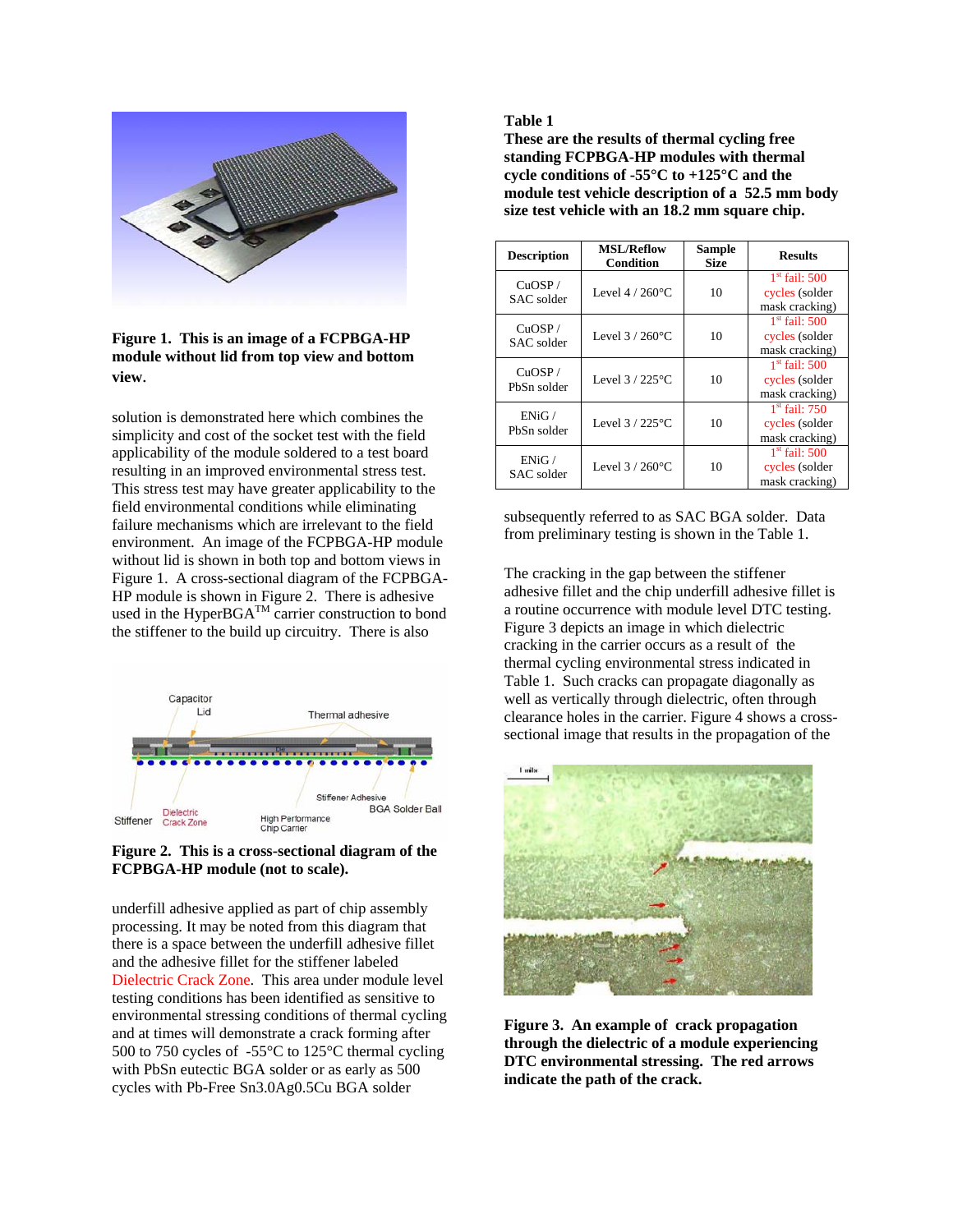**Figure 1. This is an image of a FCPBGA-HP module without lid from top view and bottom view.**

solution is demonstrated here which combines the simplicity and cost of the socket test with the field applicability of the module soldered to a test board resulting in an improved environmental stress test. This stress test may have greater applicability to the field environmental conditions while eliminating failure mechanisms which are irrelevant to the field environment. An image of the FCPBGA-HP module without lid is shown in both top and bottom views in Figure 1. A cross-sectional diagram of the FCPBGA-HP module is shown in Figure 2. There is adhesive used in the HyperBGA™ carrier construction to bond the stiffener to the build up circuitry. There is also

**Figure 2. This is a cross-sectional diagram of the FCPBGA-HP module (not to scale).**

underfill adhesive applied as part of chip assembly processing. It may be noted from this diagram that there is a space between the underfill adhesive fillet and the adhesive fillet for the stiffener labeled Dielectric Crack Zone. This area under module level testing conditions has been identified as sensitive to environmental stressing conditions of thermal cycling and at times will demonstrate a crack forming after 500 to 750 cycles of -55°C to 125°C thermal cycling with PbSn eutectic BGA solder or as early as 500 cycles with Pb-Free Sn3.0Ag0.5Cu BGA solder

**Table 1**
**These are the results of thermal cycling free standing FCPBGA-HP modules with thermal cycle conditions of -55°C to +125°C and the module test vehicle description of a 52.5 mm body size test vehicle with an 18.2 mm square chip.**

| Description | MSL/Reflow Condition | Sample Size | Results |
|---|---|---|---|
| CuOSP / SAC solder | Level 4 / 260°C | 10 | 1st fail: 500 cycles (solder mask cracking) |
| CuOSP / SAC solder | Level 3 / 260°C | 10 | 1st fail: 500 cycles (solder mask cracking) |
| CuOSP / PbSn solder | Level 3 / 225°C | 10 | 1st fail: 500 cycles (solder mask cracking) |
| ENiG / PbSn solder | Level 3 / 225°C | 10 | 1st fail: 750 cycles (solder mask cracking) |
| ENiG / SAC solder | Level 3 / 260°C | 10 | 1st fail: 500 cycles (solder mask cracking) |

subsequently referred to as SAC BGA solder. Data from preliminary testing is shown in the Table 1.

The cracking in the gap between the stiffener adhesive fillet and the chip underfill adhesive fillet is a routine occurrence with module level DTC testing. Figure 3 depicts an image in which dielectric cracking in the carrier occurs as a result of the thermal cycling environmental stress indicated in Table 1. Such cracks can propagate diagonally as well as vertically through dielectric, often through clearance holes in the carrier. Figure 4 shows a cross-sectional image that results in the propagation of the

**Figure 3. An example of crack propagation through the dielectric of a module experiencing DTC environmental stressing. The red arrows indicate the path of the crack.**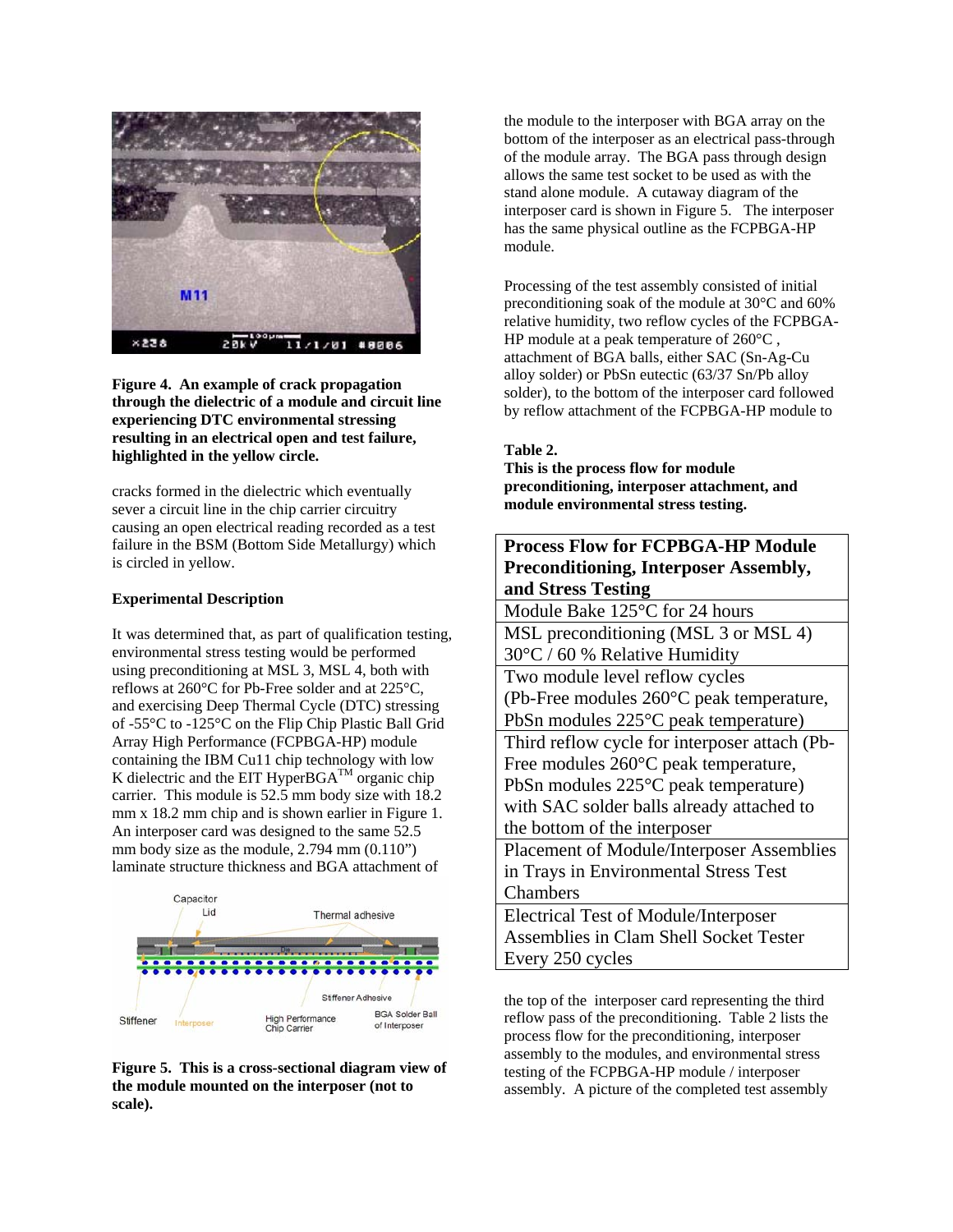**Figure 4. An example of crack propagation through the dielectric of a module and circuit line experiencing DTC environmental stressing resulting in an electrical open and test failure, highlighted in the yellow circle.**

cracks formed in the dielectric which eventually sever a circuit line in the chip carrier circuitry causing an open electrical reading recorded as a test failure in the BSM (Bottom Side Metallurgy) which is circled in yellow.

### Experimental Description

It was determined that, as part of qualification testing, environmental stress testing would be performed using preconditioning at MSL 3, MSL 4, both with reflows at 260°C for Pb-Free solder and at 225°C, and exercising Deep Thermal Cycle (DTC) stressing of -55°C to -125°C on the Flip Chip Plastic Ball Grid Array High Performance (FCPBGA-HP) module containing the IBM Cu11 chip technology with low K dielectric and the EIT HyperBGA™ organic chip carrier. This module is 52.5 mm body size with 18.2 mm x 18.2 mm chip and is shown earlier in Figure 1. An interposer card was designed to the same 52.5 mm body size as the module, 2.794 mm (0.110") laminate structure thickness and BGA attachment of the module to the interposer with BGA array on the bottom of the interposer as an electrical pass-through of the module array. The BGA pass through design allows the same test socket to be used as with the stand alone module. A cutaway diagram of the interposer card is shown in Figure 5. The interposer has the same physical outline as the FCPBGA-HP module.

**Figure 5. This is a cross-sectional diagram view of the module mounted on the interposer (not to scale).**

Processing of the test assembly consisted of initial preconditioning soak of the module at 30°C and 60% relative humidity, two reflow cycles of the FCPBGA-HP module at a peak temperature of 260°C , attachment of BGA balls, either SAC (Sn-Ag-Cu alloy solder) or PbSn eutectic (63/37 Sn/Pb alloy solder), to the bottom of the interposer card followed by reflow attachment of the FCPBGA-HP module to the top of the interposer card representing the third reflow pass of the preconditioning. Table 2 lists the process flow for the preconditioning, interposer assembly to the modules, and environmental stress testing of the FCPBGA-HP module / interposer assembly. A picture of the completed test assembly

**Table 2.**
**This is the process flow for module preconditioning, interposer attachment, and module environmental stress testing.**

| **Process Flow for FCPBGA-HP Module Preconditioning, Interposer Assembly, and Stress Testing** |
|---|
| Module Bake 125°C for 24 hours |
| MSL preconditioning (MSL 3 or MSL 4) 30°C / 60 % Relative Humidity |
| Two module level reflow cycles (Pb-Free modules 260°C peak temperature, PbSn modules 225°C peak temperature) |
| Third reflow cycle for interposer attach (Pb-Free modules 260°C peak temperature, PbSn modules 225°C peak temperature) with SAC solder balls already attached to the bottom of the interposer |
| Placement of Module/Interposer Assemblies in Trays in Environmental Stress Test Chambers |
| Electrical Test of Module/Interposer Assemblies in Clam Shell Socket Tester Every 250 cycles |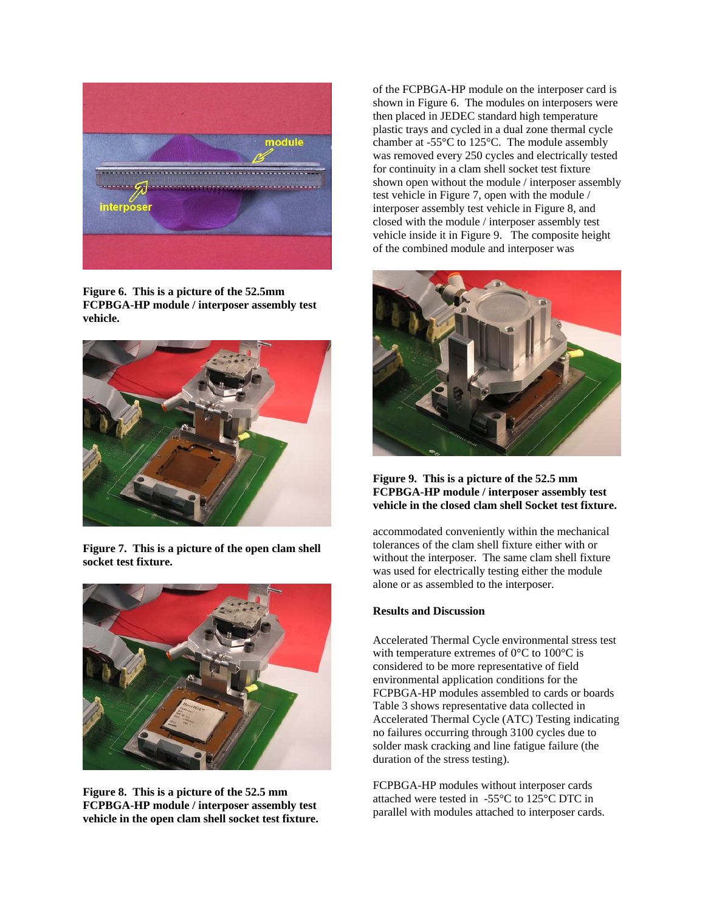Figure 6. This is a picture of the 52.5mm FCPBGA-HP module / interposer assembly test vehicle.

Figure 7. This is a picture of the open clam shell socket test fixture.

Figure 8. This is a picture of the 52.5 mm FCPBGA-HP module / interposer assembly test vehicle in the open clam shell socket test fixture.

of the FCPBGA-HP module on the interposer card is shown in Figure 6. The modules on interposers were then placed in JEDEC standard high temperature plastic trays and cycled in a dual zone thermal cycle chamber at -55°C to 125°C. The module assembly was removed every 250 cycles and electrically tested for continuity in a clam shell socket test fixture shown open without the module / interposer assembly test vehicle in Figure 7, open with the module / interposer assembly test vehicle in Figure 8, and closed with the module / interposer assembly test vehicle inside it in Figure 9. The composite height of the combined module and interposer was accommodated conveniently within the mechanical tolerances of the clam shell fixture either with or without the interposer. The same clam shell fixture was used for electrically testing either the module alone or as assembled to the interposer.

Figure 9. This is a picture of the 52.5 mm FCPBGA-HP module / interposer assembly test vehicle in the closed clam shell Socket test fixture.

**Results and Discussion**

Accelerated Thermal Cycle environmental stress test with temperature extremes of 0°C to 100°C is considered to be more representative of field environmental application conditions for the FCPBGA-HP modules assembled to cards or boards Table 3 shows representative data collected in Accelerated Thermal Cycle (ATC) Testing indicating no failures occurring through 3100 cycles due to solder mask cracking and line fatigue failure (the duration of the stress testing).

FCPBGA-HP modules without interposer cards attached were tested in -55°C to 125°C DTC in parallel with modules attached to interposer cards.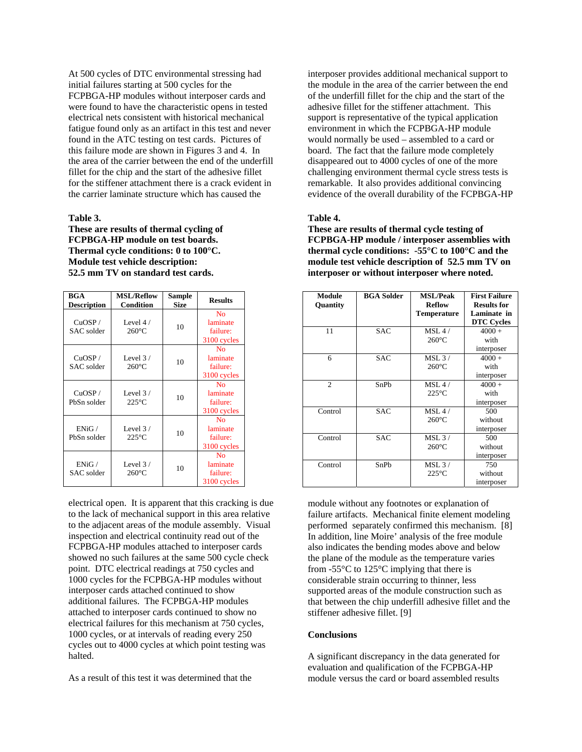At 500 cycles of DTC environmental stressing had initial failures starting at 500 cycles for the FCPBGA-HP modules without interposer cards and were found to have the characteristic opens in tested electrical nets consistent with historical mechanical fatigue found only as an artifact in this test and never found in the ATC testing on test cards. Pictures of this failure mode are shown in Figures 3 and 4. In the area of the carrier between the end of the underfill fillet for the chip and the start of the adhesive fillet for the stiffener attachment there is a crack evident in the carrier laminate structure which has caused the electrical open. It is apparent that this cracking is due to the lack of mechanical support in this area relative to the adjacent areas of the module assembly. Visual inspection and electrical continuity read out of the FCPBGA-HP modules attached to interposer cards showed no such failures at the same 500 cycle check point. DTC electrical readings at 750 cycles and 1000 cycles for the FCPBGA-HP modules without interposer cards attached continued to show additional failures. The FCPBGA-HP modules attached to interposer cards continued to show no electrical failures for this mechanism at 750 cycles, 1000 cycles, or at intervals of reading every 250 cycles out to 4000 cycles at which point testing was halted.

**Table 3.**
**These are results of thermal cycling of FCPBGA-HP module on test boards. Thermal cycle conditions: 0 to 100°C. Module test vehicle description: 52.5 mm TV on standard test cards.**

| BGA Description | MSL/Reflow Condition | Sample Size | Results |
|---|---|---|---|
| CuOSP / SAC solder | Level 4 / 260°C | 10 | No laminate failure: 3100 cycles |
| CuOSP / SAC solder | Level 3 / 260°C | 10 | No laminate failure: 3100 cycles |
| CuOSP / PbSn solder | Level 3 / 225°C | 10 | No laminate failure: 3100 cycles |
| ENiG / PbSn solder | Level 3 / 225°C | 10 | No laminate failure: 3100 cycles |
| ENiG / SAC solder | Level 3 / 260°C | 10 | No laminate failure: 3100 cycles |

As a result of this test it was determined that the interposer provides additional mechanical support to the module in the area of the carrier between the end of the underfill fillet for the chip and the start of the adhesive fillet for the stiffener attachment. This support is representative of the typical application environment in which the FCPBGA-HP module would normally be used – assembled to a card or board. The fact that the failure mode completely disappeared out to 4000 cycles of one of the more challenging environment thermal cycle stress tests is remarkable. It also provides additional convincing evidence of the overall durability of the FCPBGA-HP module without any footnotes or explanation of failure artifacts. Mechanical finite element modeling performed separately confirmed this mechanism. [8] In addition, line Moire' analysis of the free module also indicates the bending modes above and below the plane of the module as the temperature varies from -55°C to 125°C implying that there is considerable strain occurring to thinner, less supported areas of the module construction such as that between the chip underfill adhesive fillet and the stiffener adhesive fillet. [9]

**Table 4.**
**These are results of thermal cycle testing of FCPBGA-HP module / interposer assemblies with thermal cycle conditions: -55°C to 100°C and the module test vehicle description of 52.5 mm TV on interposer or without interposer where noted.**

| Module Quantity | BGA Solder | MSL/Peak Reflow Temperature | First Failure Results for Laminate in DTC Cycles |
|---|---|---|---|
| 11 | SAC | MSL 4 / 260°C | 4000 + with interposer |
| 6 | SAC | MSL 3 / 260°C | 4000 + with interposer |
| 2 | SnPb | MSL 4 / 225°C | 4000 + with interposer |
| Control | SAC | MSL 4 / 260°C | 500 without interposer |
| Control | SAC | MSL 3 / 260°C | 500 without interposer |
| Control | SnPb | MSL 3 / 225°C | 750 without interposer |

## Conclusions

A significant discrepancy in the data generated for evaluation and qualification of the FCPBGA-HP module versus the card or board assembled results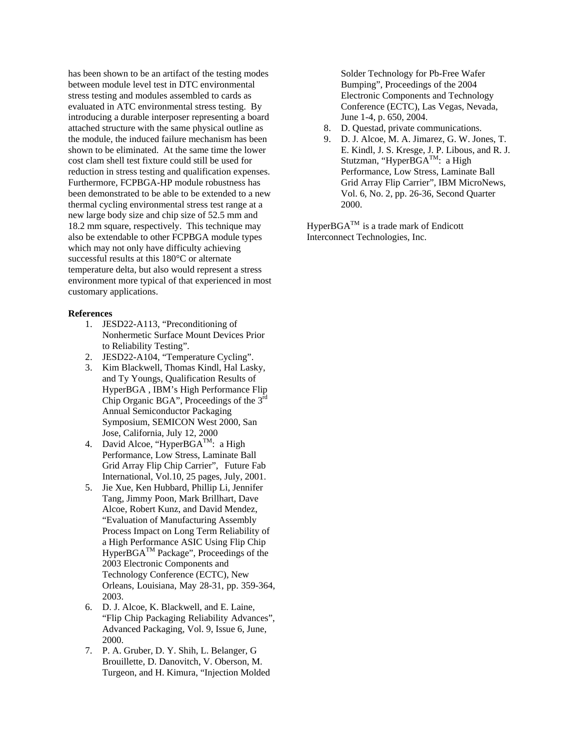has been shown to be an artifact of the testing modes between module level test in DTC environmental stress testing and modules assembled to cards as evaluated in ATC environmental stress testing. By introducing a durable interposer representing a board attached structure with the same physical outline as the module, the induced failure mechanism has been shown to be eliminated. At the same time the lower cost clam shell test fixture could still be used for reduction in stress testing and qualification expenses. Furthermore, FCPBGA-HP module robustness has been demonstrated to be able to be extended to a new thermal cycling environmental stress test range at a new large body size and chip size of 52.5 mm and 18.2 mm square, respectively. This technique may also be extendable to other FCPBGA module types which may not only have difficulty achieving successful results at this 180°C or alternate temperature delta, but also would represent a stress environment more typical of that experienced in most customary applications.

**References**

1. JESD22-A113, "Preconditioning of Nonhermetic Surface Mount Devices Prior to Reliability Testing".
2. JESD22-A104, "Temperature Cycling".
3. Kim Blackwell, Thomas Kindl, Hal Lasky, and Ty Youngs, Qualification Results of HyperBGA , IBM's High Performance Flip Chip Organic BGA", Proceedings of the 3rd Annual Semiconductor Packaging Symposium, SEMICON West 2000, San Jose, California, July 12, 2000
4. David Alcoe, "HyperBGA™: a High Performance, Low Stress, Laminate Ball Grid Array Flip Chip Carrier", Future Fab International, Vol.10, 25 pages, July, 2001.
5. Jie Xue, Ken Hubbard, Phillip Li, Jennifer Tang, Jimmy Poon, Mark Brillhart, Dave Alcoe, Robert Kunz, and David Mendez, "Evaluation of Manufacturing Assembly Process Impact on Long Term Reliability of a High Performance ASIC Using Flip Chip HyperBGA™ Package", Proceedings of the 2003 Electronic Components and Technology Conference (ECTC), New Orleans, Louisiana, May 28-31, pp. 359-364, 2003.
6. D. J. Alcoe, K. Blackwell, and E. Laine, "Flip Chip Packaging Reliability Advances", Advanced Packaging, Vol. 9, Issue 6, June, 2000.
7. P. A. Gruber, D. Y. Shih, L. Belanger, G Brouillette, D. Danovitch, V. Oberson, M. Turgeon, and H. Kimura, "Injection Molded Solder Technology for Pb-Free Wafer Bumping", Proceedings of the 2004 Electronic Components and Technology Conference (ECTC), Las Vegas, Nevada, June 1-4, p. 650, 2004.
8. D. Questad, private communications.
9. D. J. Alcoe, M. A. Jimarez, G. W. Jones, T. E. Kindl, J. S. Kresge, J. P. Libous, and R. J. Stutzman, "HyperBGA™: a High Performance, Low Stress, Laminate Ball Grid Array Flip Carrier", IBM MicroNews, Vol. 6, No. 2, pp. 26-36, Second Quarter 2000.

HyperBGA™ is a trade mark of Endicott Interconnect Technologies, Inc.